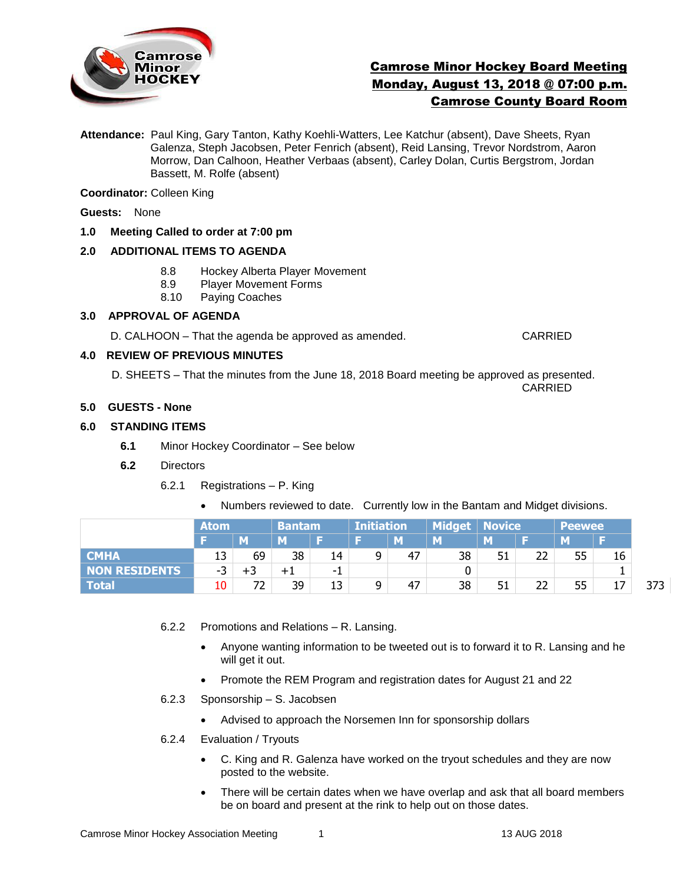# Camrose Minor Hockey Board Meeting
## Monday, August 13, 2018 @ 07:00 p.m.
## Camrose County Board Room

**Attendance:** Paul King, Gary Tanton, Kathy Koehli-Watters, Lee Katchur (absent), Dave Sheets, Ryan Galenza, Steph Jacobsen, Peter Fenrich (absent), Reid Lansing, Trevor Nordstrom, Aaron Morrow, Dan Calhoon, Heather Verbaas (absent), Carley Dolan, Curtis Bergstrom, Jordan Bassett, M. Rolfe (absent)

**Coordinator:** Colleen King

**Guests:** None

**1.0 Meeting Called to order at 7:00 pm**

**2.0 ADDITIONAL ITEMS TO AGENDA**

- 8.8 Hockey Alberta Player Movement
- 8.9 Player Movement Forms
- 8.10 Paying Coaches

**3.0 APPROVAL OF AGENDA**

D. CALHOON – That the agenda be approved as amended. CARRIED

**4.0 REVIEW OF PREVIOUS MINUTES**

D. SHEETS – That the minutes from the June 18, 2018 Board meeting be approved as presented. CARRIED

**5.0 GUESTS - None**

**6.0 STANDING ITEMS**

**6.1** Minor Hockey Coordinator – See below

**6.2** Directors

6.2.1 Registrations – P. King

- Numbers reviewed to date. Currently low in the Bantam and Midget divisions.

| | Atom | | Bantam | | Initiation | | Midget | Novice | | Peewee | | |
|---|---|---|---|---|---|---|---|---|---|---|---|---|
| | F | M | M | F | F | M | M | M | F | M | F | |
| CMHA | 13 | 69 | 38 | 14 | 9 | 47 | 38 | 51 | 22 | 55 | 16 | |
| NON RESIDENTS | -3 | +3 | +1 | -1 | | | 0 | | | | 1 | |
| Total | 10 | 72 | 39 | 13 | 9 | 47 | 38 | 51 | 22 | 55 | 17 | 373 |

6.2.2 Promotions and Relations – R. Lansing.

- Anyone wanting information to be tweeted out is to forward it to R. Lansing and he will get it out.
- Promote the REM Program and registration dates for August 21 and 22

6.2.3 Sponsorship – S. Jacobsen

- Advised to approach the Norsemen Inn for sponsorship dollars

6.2.4 Evaluation / Tryouts

- C. King and R. Galenza have worked on the tryout schedules and they are now posted to the website.
- There will be certain dates when we have overlap and ask that all board members be on board and present at the rink to help out on those dates.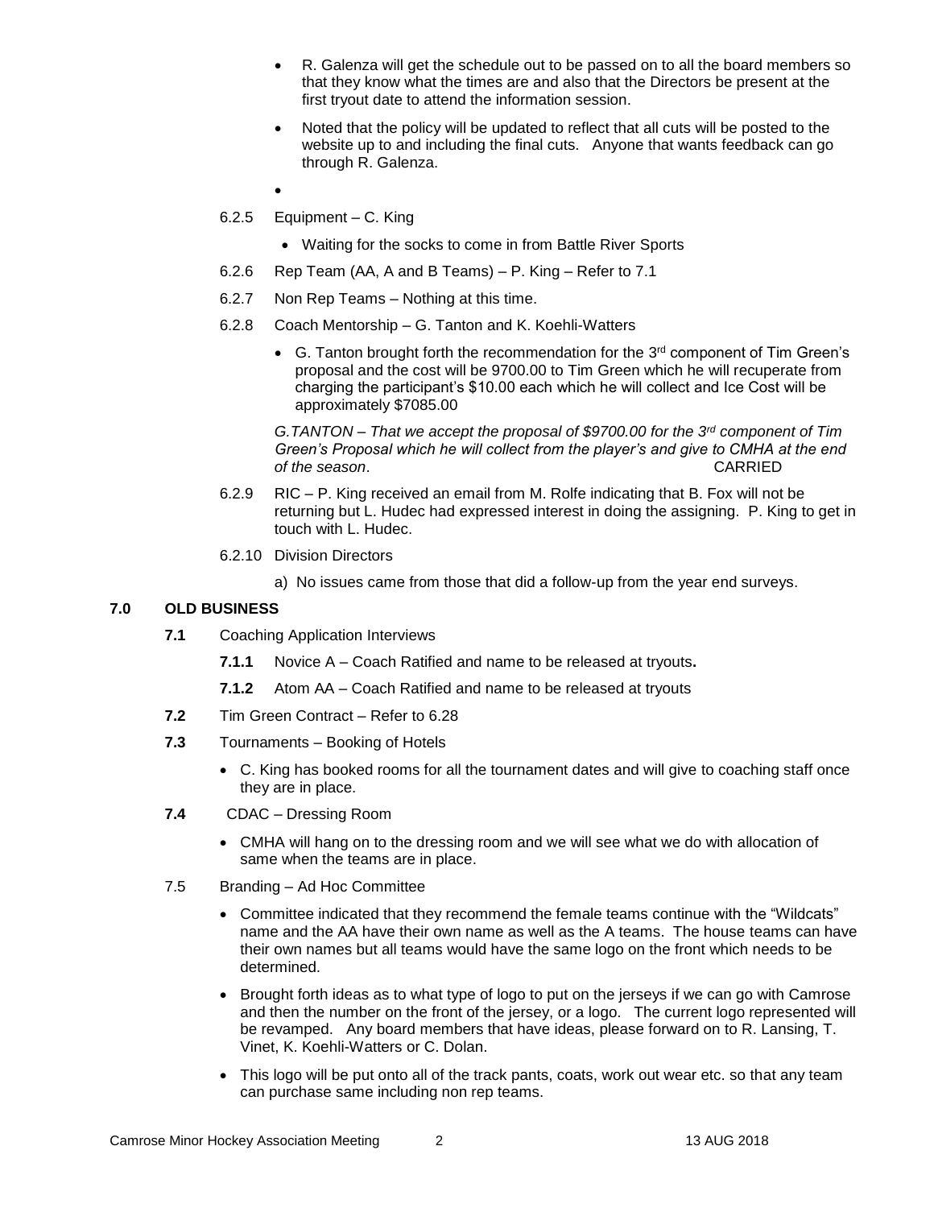- R. Galenza will get the schedule out to be passed on to all the board members so that they know what the times are and also that the Directors be present at the first tryout date to attend the information session.
- Noted that the policy will be updated to reflect that all cuts will be posted to the website up to and including the final cuts. Anyone that wants feedback can go through R. Galenza.
- 

6.2.5 Equipment – C. King

- Waiting for the socks to come in from Battle River Sports

6.2.6 Rep Team (AA, A and B Teams) – P. King – Refer to 7.1

6.2.7 Non Rep Teams – Nothing at this time.

6.2.8 Coach Mentorship – G. Tanton and K. Koehli-Watters

- G. Tanton brought forth the recommendation for the 3rd component of Tim Green's proposal and the cost will be 9700.00 to Tim Green which he will recuperate from charging the participant's $10.00 each which he will collect and Ice Cost will be approximately $7085.00

*G.TANTON – That we accept the proposal of $9700.00 for the 3rd component of Tim Green's Proposal which he will collect from the player's and give to CMHA at the end of the season*. CARRIED

6.2.9 RIC – P. King received an email from M. Rolfe indicating that B. Fox will not be returning but L. Hudec had expressed interest in doing the assigning. P. King to get in touch with L. Hudec.

6.2.10 Division Directors

a) No issues came from those that did a follow-up from the year end surveys.

## 7.0 OLD BUSINESS

**7.1** Coaching Application Interviews

**7.1.1** Novice A – Coach Ratified and name to be released at tryouts**.**

**7.1.2** Atom AA – Coach Ratified and name to be released at tryouts

**7.2** Tim Green Contract – Refer to 6.28

**7.3** Tournaments – Booking of Hotels

- C. King has booked rooms for all the tournament dates and will give to coaching staff once they are in place.

**7.4** CDAC – Dressing Room

- CMHA will hang on to the dressing room and we will see what we do with allocation of same when the teams are in place.

7.5 Branding – Ad Hoc Committee

- Committee indicated that they recommend the female teams continue with the "Wildcats" name and the AA have their own name as well as the A teams. The house teams can have their own names but all teams would have the same logo on the front which needs to be determined.
- Brought forth ideas as to what type of logo to put on the jerseys if we can go with Camrose and then the number on the front of the jersey, or a logo. The current logo represented will be revamped. Any board members that have ideas, please forward on to R. Lansing, T. Vinet, K. Koehli-Watters or C. Dolan.
- This logo will be put onto all of the track pants, coats, work out wear etc. so that any team can purchase same including non rep teams.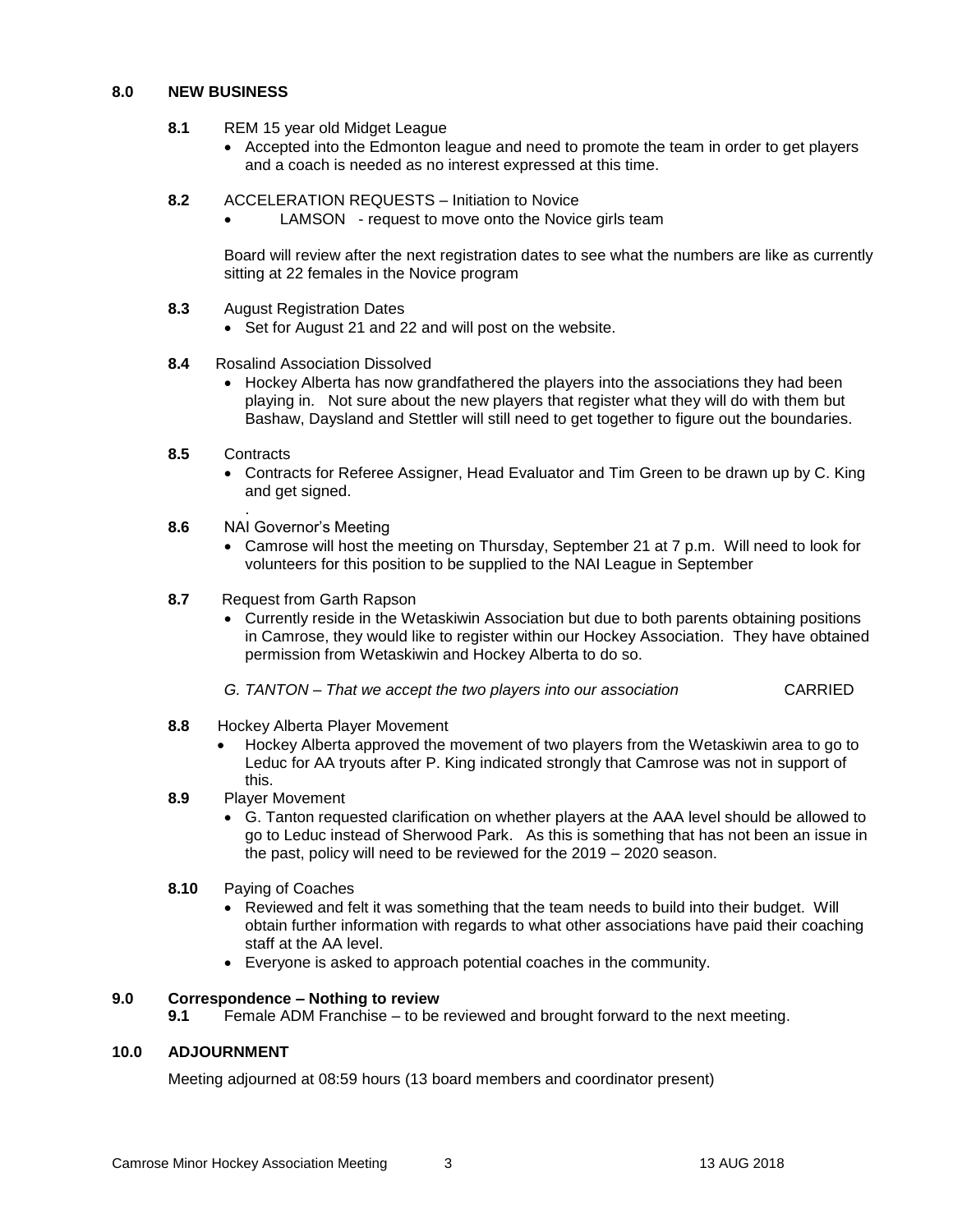## 8.0 NEW BUSINESS

**8.1** REM 15 year old Midget League

- Accepted into the Edmonton league and need to promote the team in order to get players and a coach is needed as no interest expressed at this time.

**8.2** ACCELERATION REQUESTS – Initiation to Novice

- LAMSON - request to move onto the Novice girls team

Board will review after the next registration dates to see what the numbers are like as currently sitting at 22 females in the Novice program

**8.3** August Registration Dates

- Set for August 21 and 22 and will post on the website.

**8.4** Rosalind Association Dissolved

- Hockey Alberta has now grandfathered the players into the associations they had been playing in. Not sure about the new players that register what they will do with them but Bashaw, Daysland and Stettler will still need to get together to figure out the boundaries.

**8.5** Contracts

- Contracts for Referee Assigner, Head Evaluator and Tim Green to be drawn up by C. King and get signed.

.

**8.6** NAI Governor's Meeting

- Camrose will host the meeting on Thursday, September 21 at 7 p.m. Will need to look for volunteers for this position to be supplied to the NAI League in September

**8.7** Request from Garth Rapson

- Currently reside in the Wetaskiwin Association but due to both parents obtaining positions in Camrose, they would like to register within our Hockey Association. They have obtained permission from Wetaskiwin and Hockey Alberta to do so.

*G. TANTON – That we accept the two players into our association* CARRIED

**8.8** Hockey Alberta Player Movement

- Hockey Alberta approved the movement of two players from the Wetaskiwin area to go to Leduc for AA tryouts after P. King indicated strongly that Camrose was not in support of this.

**8.9** Player Movement

- G. Tanton requested clarification on whether players at the AAA level should be allowed to go to Leduc instead of Sherwood Park. As this is something that has not been an issue in the past, policy will need to be reviewed for the 2019 – 2020 season.

**8.10** Paying of Coaches

- Reviewed and felt it was something that the team needs to build into their budget. Will obtain further information with regards to what other associations have paid their coaching staff at the AA level.
- Everyone is asked to approach potential coaches in the community.

## 9.0 Correspondence – Nothing to review

**9.1** Female ADM Franchise – to be reviewed and brought forward to the next meeting.

## 10.0 ADJOURNMENT

Meeting adjourned at 08:59 hours (13 board members and coordinator present)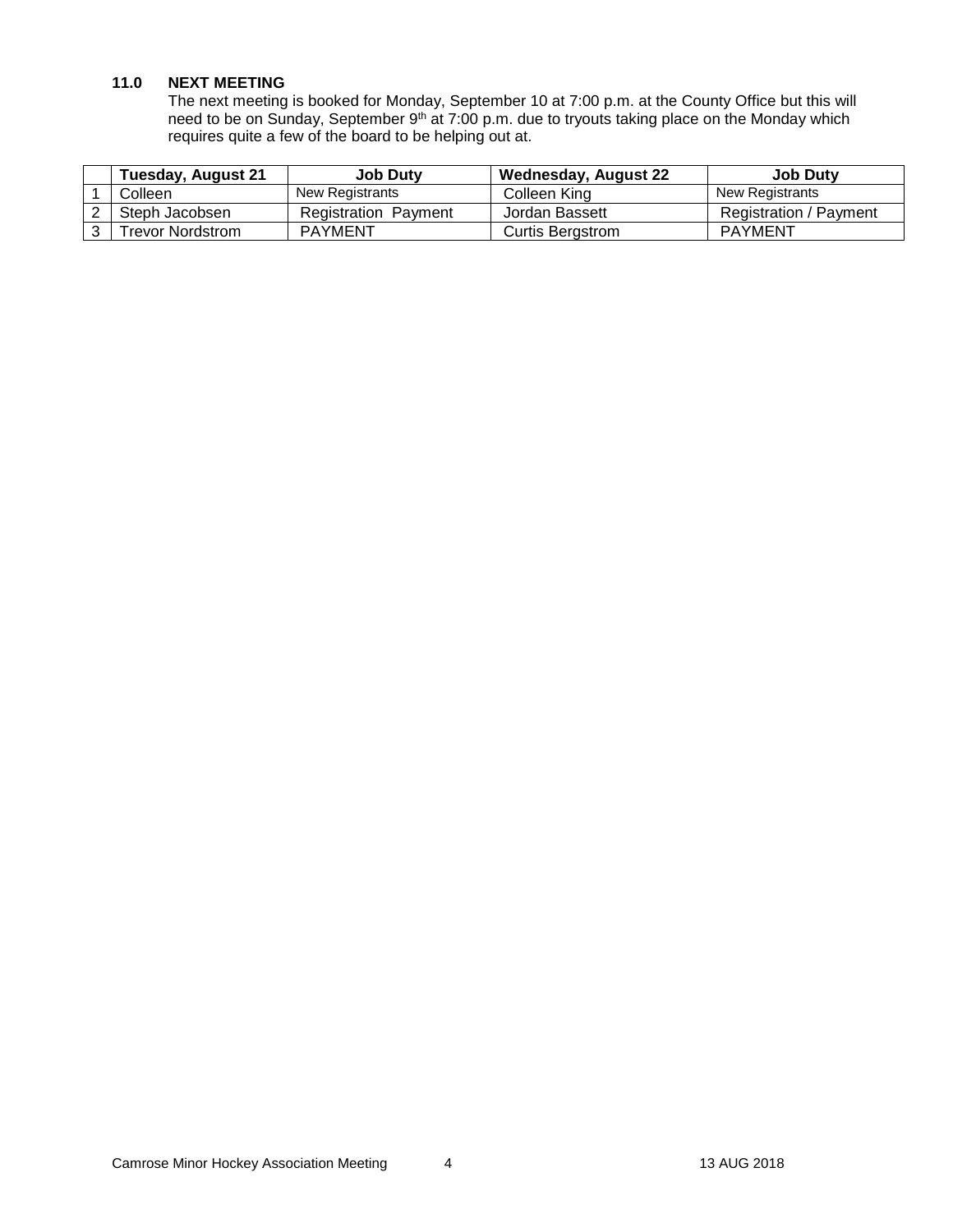### 11.0 NEXT MEETING

The next meeting is booked for Monday, September 10 at 7:00 p.m. at the County Office but this will need to be on Sunday, September 9th at 7:00 p.m. due to tryouts taking place on the Monday which requires quite a few of the board to be helping out at.

| | Tuesday, August 21 | Job Duty | Wednesday, August 22 | Job Duty |
|---|---|---|---|---|
| 1 | Colleen | New Registrants | Colleen King | New Registrants |
| 2 | Steph Jacobsen | Registration Payment | Jordan Bassett | Registration / Payment |
| 3 | Trevor Nordstrom | PAYMENT | Curtis Bergstrom | PAYMENT |